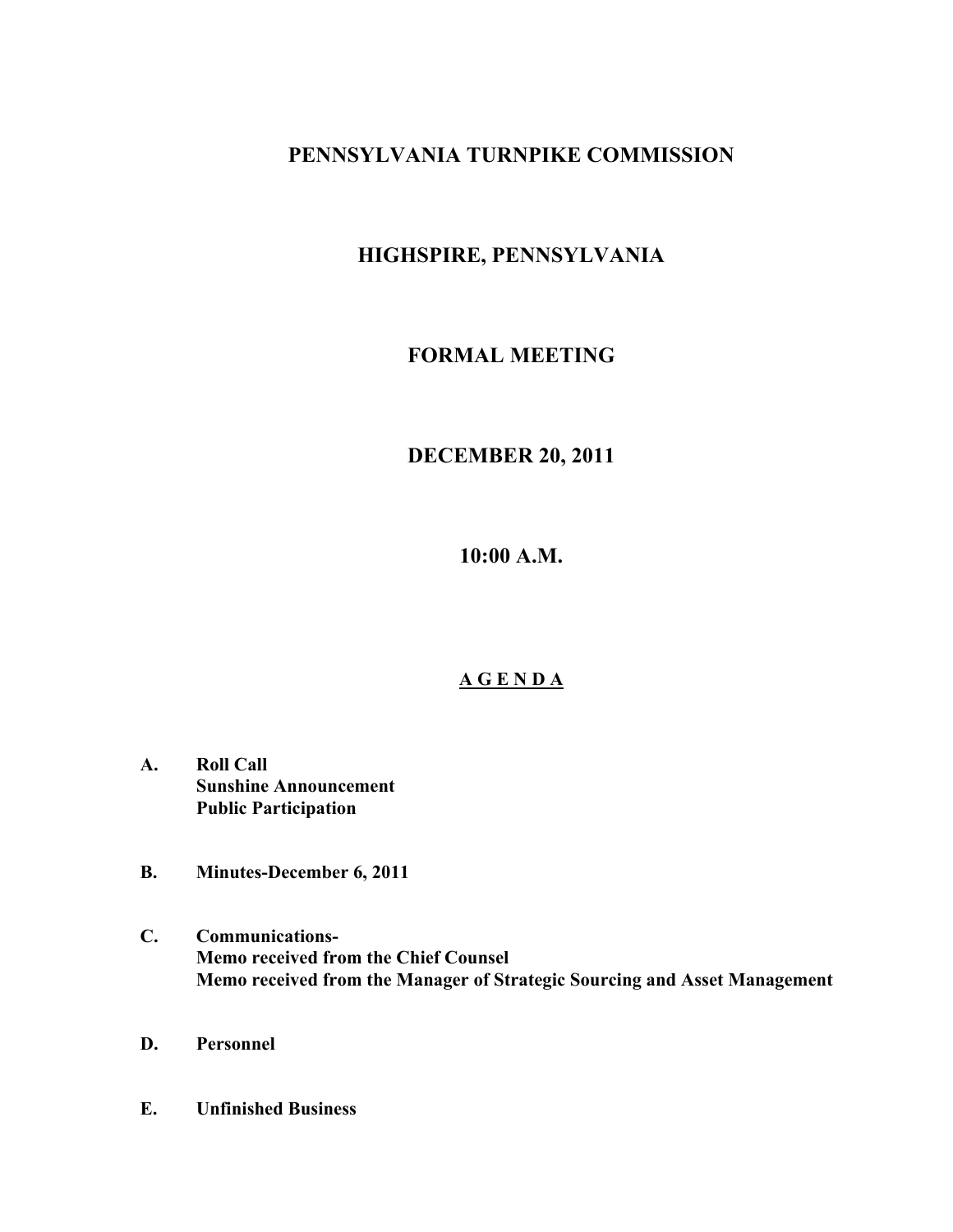# PENNSYLVANIA TURNPIKE COMMISSION

## HIGHSPIRE, PENNSYLVANIA

## FORMAL MEETING

## DECEMBER 20, 2011

## 10:00 A.M.

## A G E N D A

**A. Roll Call**
**Sunshine Announcement**
**Public Participation**

**B. Minutes-December 6, 2011**

**C. Communications-**
**Memo received from the Chief Counsel**
**Memo received from the Manager of Strategic Sourcing and Asset Management**

**D. Personnel**

**E. Unfinished Business**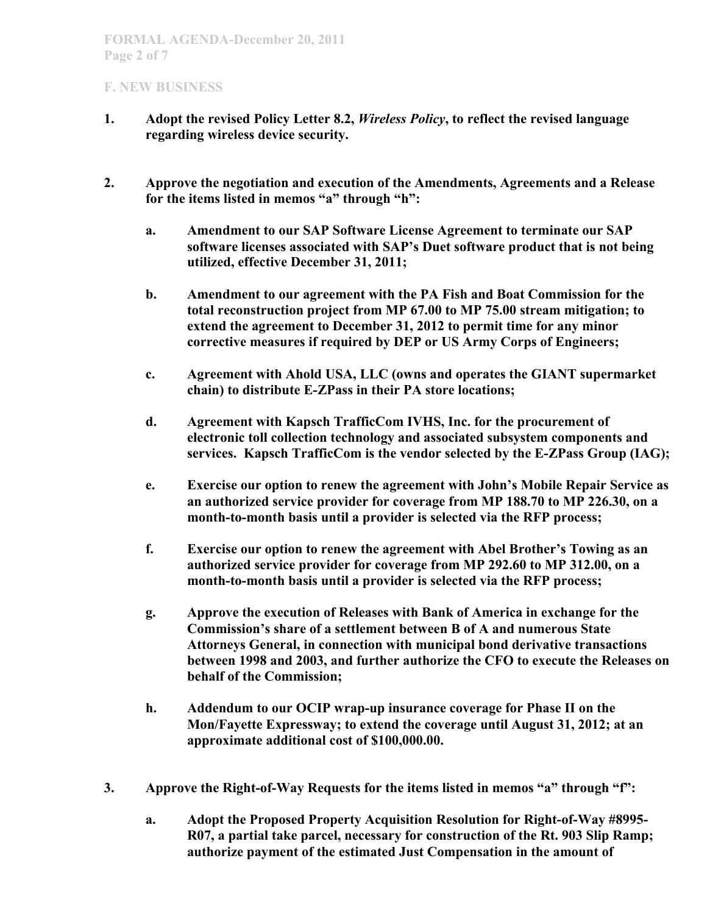## F. NEW BUSINESS

1. **Adopt the revised Policy Letter 8.2, *Wireless Policy*, to reflect the revised language regarding wireless device security.**

2. **Approve the negotiation and execution of the Amendments, Agreements and a Release for the items listed in memos "a" through "h":**

   a. **Amendment to our SAP Software License Agreement to terminate our SAP software licenses associated with SAP's Duet software product that is not being utilized, effective December 31, 2011;**

   b. **Amendment to our agreement with the PA Fish and Boat Commission for the total reconstruction project from MP 67.00 to MP 75.00 stream mitigation; to extend the agreement to December 31, 2012 to permit time for any minor corrective measures if required by DEP or US Army Corps of Engineers;**

   c. **Agreement with Ahold USA, LLC (owns and operates the GIANT supermarket chain) to distribute E-ZPass in their PA store locations;**

   d. **Agreement with Kapsch TrafficCom IVHS, Inc. for the procurement of electronic toll collection technology and associated subsystem components and services. Kapsch TrafficCom is the vendor selected by the E-ZPass Group (IAG);**

   e. **Exercise our option to renew the agreement with John's Mobile Repair Service as an authorized service provider for coverage from MP 188.70 to MP 226.30, on a month-to-month basis until a provider is selected via the RFP process;**

   f. **Exercise our option to renew the agreement with Abel Brother's Towing as an authorized service provider for coverage from MP 292.60 to MP 312.00, on a month-to-month basis until a provider is selected via the RFP process;**

   g. **Approve the execution of Releases with Bank of America in exchange for the Commission's share of a settlement between B of A and numerous State Attorneys General, in connection with municipal bond derivative transactions between 1998 and 2003, and further authorize the CFO to execute the Releases on behalf of the Commission;**

   h. **Addendum to our OCIP wrap-up insurance coverage for Phase II on the Mon/Fayette Expressway; to extend the coverage until August 31, 2012; at an approximate additional cost of $100,000.00.**

3. **Approve the Right-of-Way Requests for the items listed in memos "a" through "f":**

   a. **Adopt the Proposed Property Acquisition Resolution for Right-of-Way #8995-R07, a partial take parcel, necessary for construction of the Rt. 903 Slip Ramp; authorize payment of the estimated Just Compensation in the amount of**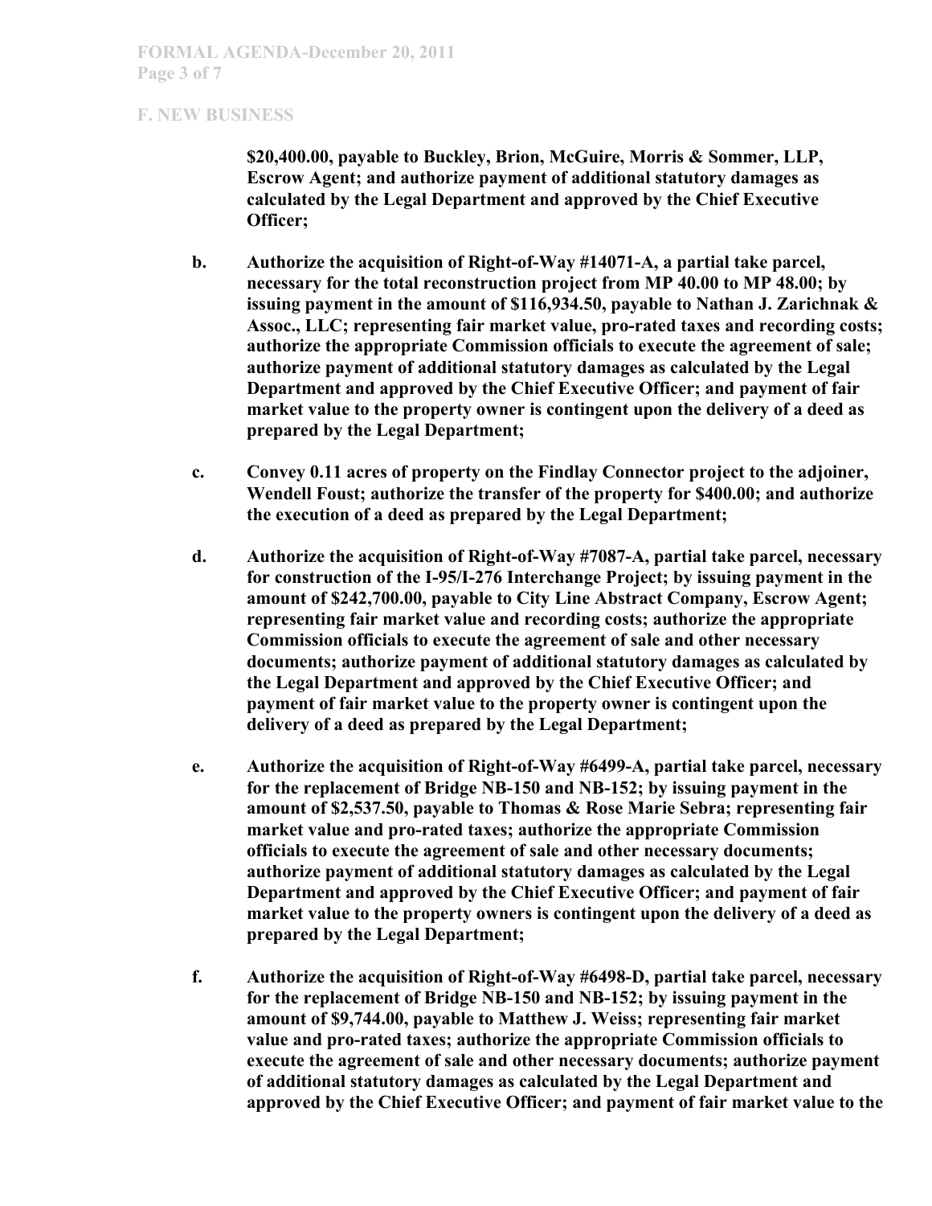## F. NEW BUSINESS

**$20,400.00, payable to Buckley, Brion, McGuire, Morris & Sommer, LLP, Escrow Agent; and authorize payment of additional statutory damages as calculated by the Legal Department and approved by the Chief Executive Officer;**

**b. Authorize the acquisition of Right-of-Way #14071-A, a partial take parcel, necessary for the total reconstruction project from MP 40.00 to MP 48.00; by issuing payment in the amount of $116,934.50, payable to Nathan J. Zarichnak & Assoc., LLC; representing fair market value, pro-rated taxes and recording costs; authorize the appropriate Commission officials to execute the agreement of sale; authorize payment of additional statutory damages as calculated by the Legal Department and approved by the Chief Executive Officer; and payment of fair market value to the property owner is contingent upon the delivery of a deed as prepared by the Legal Department;**

**c. Convey 0.11 acres of property on the Findlay Connector project to the adjoiner, Wendell Foust; authorize the transfer of the property for $400.00; and authorize the execution of a deed as prepared by the Legal Department;**

**d. Authorize the acquisition of Right-of-Way #7087-A, partial take parcel, necessary for construction of the I-95/I-276 Interchange Project; by issuing payment in the amount of $242,700.00, payable to City Line Abstract Company, Escrow Agent; representing fair market value and recording costs; authorize the appropriate Commission officials to execute the agreement of sale and other necessary documents; authorize payment of additional statutory damages as calculated by the Legal Department and approved by the Chief Executive Officer; and payment of fair market value to the property owner is contingent upon the delivery of a deed as prepared by the Legal Department;**

**e. Authorize the acquisition of Right-of-Way #6499-A, partial take parcel, necessary for the replacement of Bridge NB-150 and NB-152; by issuing payment in the amount of $2,537.50, payable to Thomas & Rose Marie Sebra; representing fair market value and pro-rated taxes; authorize the appropriate Commission officials to execute the agreement of sale and other necessary documents; authorize payment of additional statutory damages as calculated by the Legal Department and approved by the Chief Executive Officer; and payment of fair market value to the property owners is contingent upon the delivery of a deed as prepared by the Legal Department;**

**f. Authorize the acquisition of Right-of-Way #6498-D, partial take parcel, necessary for the replacement of Bridge NB-150 and NB-152; by issuing payment in the amount of $9,744.00, payable to Matthew J. Weiss; representing fair market value and pro-rated taxes; authorize the appropriate Commission officials to execute the agreement of sale and other necessary documents; authorize payment of additional statutory damages as calculated by the Legal Department and approved by the Chief Executive Officer; and payment of fair market value to the**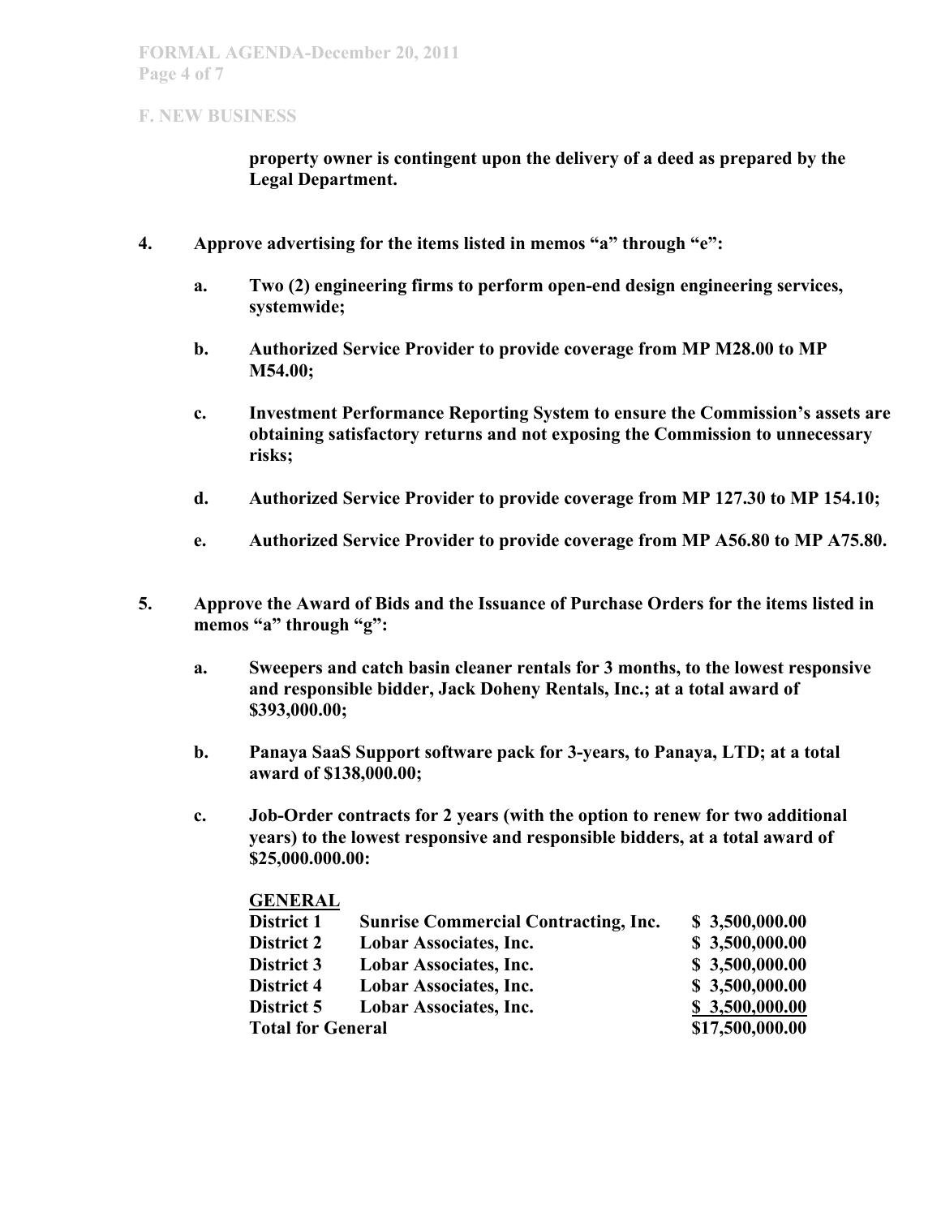**F. NEW BUSINESS**

**property owner is contingent upon the delivery of a deed as prepared by the Legal Department.**

**4. Approve advertising for the items listed in memos "a" through "e":**

- **a. Two (2) engineering firms to perform open-end design engineering services, systemwide;**
- **b. Authorized Service Provider to provide coverage from MP M28.00 to MP M54.00;**
- **c. Investment Performance Reporting System to ensure the Commission's assets are obtaining satisfactory returns and not exposing the Commission to unnecessary risks;**
- **d. Authorized Service Provider to provide coverage from MP 127.30 to MP 154.10;**
- **e. Authorized Service Provider to provide coverage from MP A56.80 to MP A75.80.**

**5. Approve the Award of Bids and the Issuance of Purchase Orders for the items listed in memos "a" through "g":**

- **a. Sweepers and catch basin cleaner rentals for 3 months, to the lowest responsive and responsible bidder, Jack Doheny Rentals, Inc.; at a total award of $393,000.00;**
- **b. Panaya SaaS Support software pack for 3-years, to Panaya, LTD; at a total award of $138,000.00;**
- **c. Job-Order contracts for 2 years (with the option to renew for two additional years) to the lowest responsive and responsible bidders, at a total award of $25,000.000.00:**

| **GENERAL** | | |
|---|---|---|
| **District 1** | **Sunrise Commercial Contracting, Inc.** | **$ 3,500,000.00** |
| **District 2** | **Lobar Associates, Inc.** | **$ 3,500,000.00** |
| **District 3** | **Lobar Associates, Inc.** | **$ 3,500,000.00** |
| **District 4** | **Lobar Associates, Inc.** | **$ 3,500,000.00** |
| **District 5** | **Lobar Associates, Inc.** | **$ 3,500,000.00** |
| **Total for General** | | **$17,500,000.00** |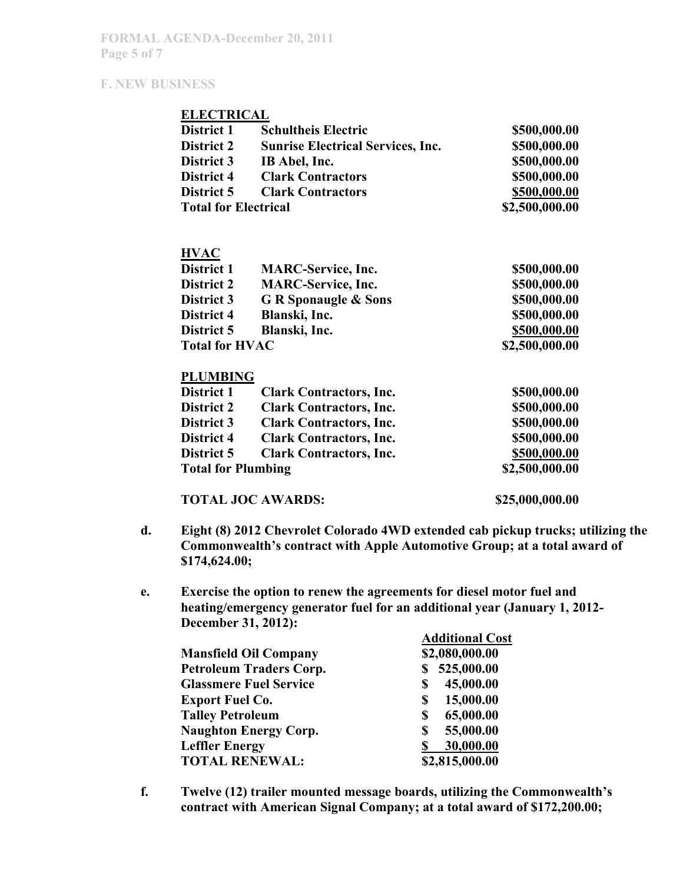## F. NEW BUSINESS

**ELECTRICAL**

| | | |
|---|---|---|
| **District 1** | **Schultheis Electric** | **\$500,000.00** |
| **District 2** | **Sunrise Electrical Services, Inc.** | **\$500,000.00** |
| **District 3** | **IB Abel, Inc.** | **\$500,000.00** |
| **District 4** | **Clark Contractors** | **\$500,000.00** |
| **District 5** | **Clark Contractors** | **\$500,000.00** |
| **Total for Electrical** | | **\$2,500,000.00** |

**HVAC**

| | | |
|---|---|---|
| **District 1** | **MARC-Service, Inc.** | **\$500,000.00** |
| **District 2** | **MARC-Service, Inc.** | **\$500,000.00** |
| **District 3** | **G R Sponaugle & Sons** | **\$500,000.00** |
| **District 4** | **Blanski, Inc.** | **\$500,000.00** |
| **District 5** | **Blanski, Inc.** | **\$500,000.00** |
| **Total for HVAC** | | **\$2,500,000.00** |

**PLUMBING**

| | | |
|---|---|---|
| **District 1** | **Clark Contractors, Inc.** | **\$500,000.00** |
| **District 2** | **Clark Contractors, Inc.** | **\$500,000.00** |
| **District 3** | **Clark Contractors, Inc.** | **\$500,000.00** |
| **District 4** | **Clark Contractors, Inc.** | **\$500,000.00** |
| **District 5** | **Clark Contractors, Inc.** | **\$500,000.00** |
| **Total for Plumbing** | | **\$2,500,000.00** |

**TOTAL JOC AWARDS: \$25,000,000.00**

**d. Eight (8) 2012 Chevrolet Colorado 4WD extended cab pickup trucks; utilizing the Commonwealth's contract with Apple Automotive Group; at a total award of \$174,624.00;**

**e. Exercise the option to renew the agreements for diesel motor fuel and heating/emergency generator fuel for an additional year (January 1, 2012-December 31, 2012):**

| | **Additional Cost** |
|---|---|
| **Mansfield Oil Company** | **\$2,080,000.00** |
| **Petroleum Traders Corp.** | **\$ 525,000.00** |
| **Glassmere Fuel Service** | **\$ 45,000.00** |
| **Export Fuel Co.** | **\$ 15,000.00** |
| **Talley Petroleum** | **\$ 65,000.00** |
| **Naughton Energy Corp.** | **\$ 55,000.00** |
| **Leffler Energy** | **\$ 30,000.00** |
| **TOTAL RENEWAL:** | **\$2,815,000.00** |

**f. Twelve (12) trailer mounted message boards, utilizing the Commonwealth's contract with American Signal Company; at a total award of \$172,200.00;**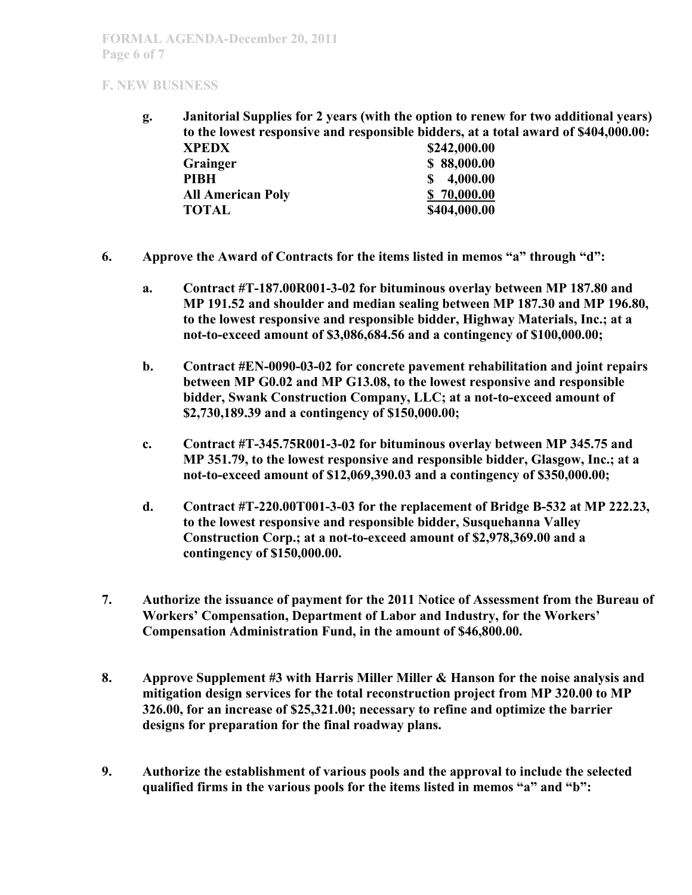## F. NEW BUSINESS

**g. Janitorial Supplies for 2 years (with the option to renew for two additional years) to the lowest responsive and responsible bidders, at a total award of $404,000.00:**

| | |
|---|---|
| **XPEDX** | **$242,000.00** |
| **Grainger** | **$ 88,000.00** |
| **PIBH** | **$ 4,000.00** |
| **All American Poly** | **$ 70,000.00** |
| **TOTAL** | **$404,000.00** |

**6. Approve the Award of Contracts for the items listed in memos "a" through "d":**

**a. Contract #T-187.00R001-3-02 for bituminous overlay between MP 187.80 and MP 191.52 and shoulder and median sealing between MP 187.30 and MP 196.80, to the lowest responsive and responsible bidder, Highway Materials, Inc.; at a not-to-exceed amount of $3,086,684.56 and a contingency of $100,000.00;**

**b. Contract #EN-0090-03-02 for concrete pavement rehabilitation and joint repairs between MP G0.02 and MP G13.08, to the lowest responsive and responsible bidder, Swank Construction Company, LLC; at a not-to-exceed amount of $2,730,189.39 and a contingency of $150,000.00;**

**c. Contract #T-345.75R001-3-02 for bituminous overlay between MP 345.75 and MP 351.79, to the lowest responsive and responsible bidder, Glasgow, Inc.; at a not-to-exceed amount of $12,069,390.03 and a contingency of $350,000.00;**

**d. Contract #T-220.00T001-3-03 for the replacement of Bridge B-532 at MP 222.23, to the lowest responsive and responsible bidder, Susquehanna Valley Construction Corp.; at a not-to-exceed amount of $2,978,369.00 and a contingency of $150,000.00.**

**7. Authorize the issuance of payment for the 2011 Notice of Assessment from the Bureau of Workers' Compensation, Department of Labor and Industry, for the Workers' Compensation Administration Fund, in the amount of $46,800.00.**

**8. Approve Supplement #3 with Harris Miller Miller & Hanson for the noise analysis and mitigation design services for the total reconstruction project from MP 320.00 to MP 326.00, for an increase of $25,321.00; necessary to refine and optimize the barrier designs for preparation for the final roadway plans.**

**9. Authorize the establishment of various pools and the approval to include the selected qualified firms in the various pools for the items listed in memos "a" and "b":**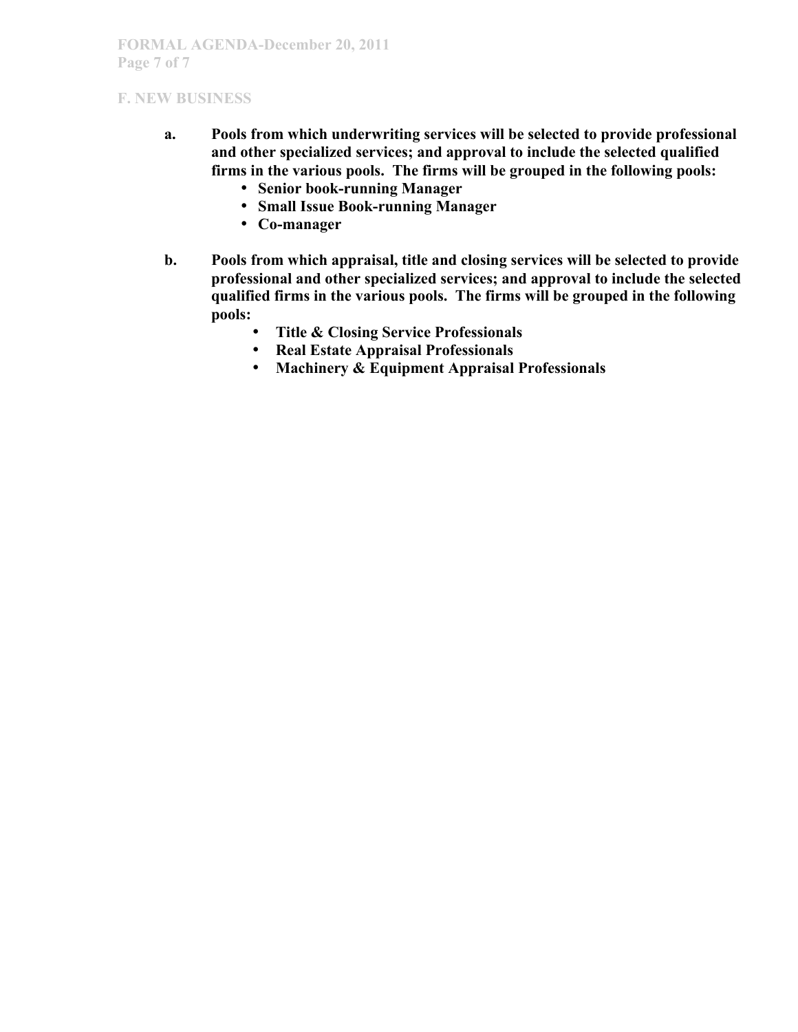## F. NEW BUSINESS

a. **Pools from which underwriting services will be selected to provide professional and other specialized services; and approval to include the selected qualified firms in the various pools. The firms will be grouped in the following pools:**
   - **Senior book-running Manager**
   - **Small Issue Book-running Manager**
   - **Co-manager**

b. **Pools from which appraisal, title and closing services will be selected to provide professional and other specialized services; and approval to include the selected qualified firms in the various pools. The firms will be grouped in the following pools:**
   - **Title & Closing Service Professionals**
   - **Real Estate Appraisal Professionals**
   - **Machinery & Equipment Appraisal Professionals**